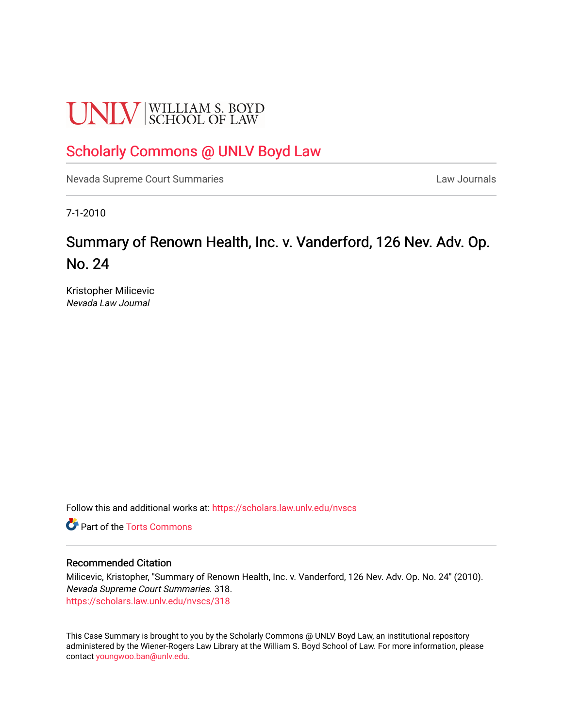UNLV | WILLIAM S. BOYD SCHOOL OF LAW

Scholarly Commons @ UNLV Boyd Law

Nevada Supreme Court Summaries | Law Journals

7-1-2010

# Summary of Renown Health, Inc. v. Vanderford, 126 Nev. Adv. Op. No. 24

Kristopher Milicevic
*Nevada Law Journal*

Follow this and additional works at: https://scholars.law.unlv.edu/nvscs

Part of the Torts Commons

## Recommended Citation

Milicevic, Kristopher, "Summary of Renown Health, Inc. v. Vanderford, 126 Nev. Adv. Op. No. 24" (2010). *Nevada Supreme Court Summaries*. 318.
https://scholars.law.unlv.edu/nvscs/318

This Case Summary is brought to you by the Scholarly Commons @ UNLV Boyd Law, an institutional repository administered by the Wiener-Rogers Law Library at the William S. Boyd School of Law. For more information, please contact youngwoo.ban@unlv.edu.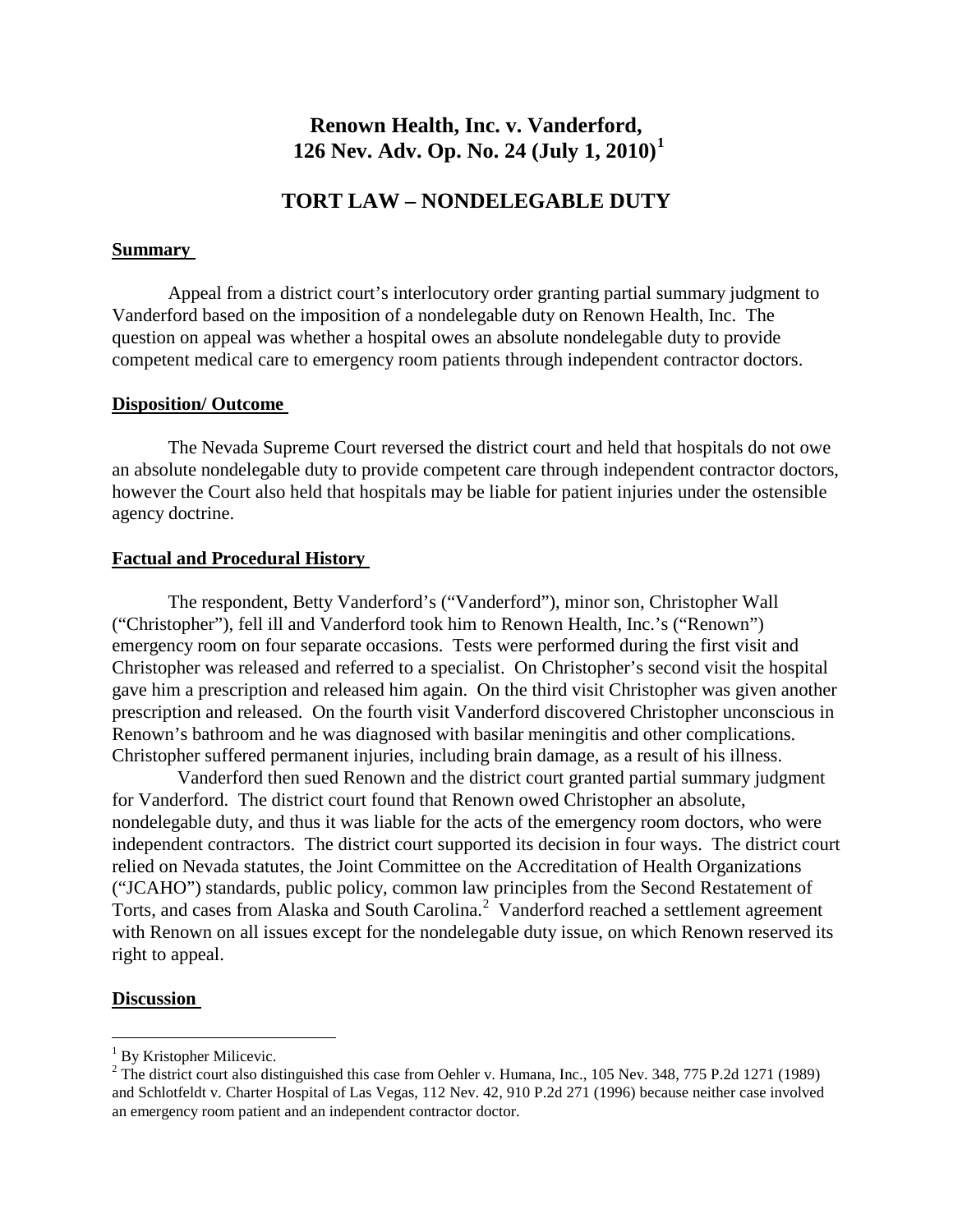# Renown Health, Inc. v. Vanderford, 126 Nev. Adv. Op. No. 24 (July 1, 2010)[1]

## TORT LAW – NONDELEGABLE DUTY

### Summary

Appeal from a district court's interlocutory order granting partial summary judgment to Vanderford based on the imposition of a nondelegable duty on Renown Health, Inc. The question on appeal was whether a hospital owes an absolute nondelegable duty to provide competent medical care to emergency room patients through independent contractor doctors.

### Disposition/ Outcome

The Nevada Supreme Court reversed the district court and held that hospitals do not owe an absolute nondelegable duty to provide competent care through independent contractor doctors, however the Court also held that hospitals may be liable for patient injuries under the ostensible agency doctrine.

### Factual and Procedural History

The respondent, Betty Vanderford's ("Vanderford"), minor son, Christopher Wall ("Christopher"), fell ill and Vanderford took him to Renown Health, Inc.'s ("Renown") emergency room on four separate occasions. Tests were performed during the first visit and Christopher was released and referred to a specialist. On Christopher's second visit the hospital gave him a prescription and released him again. On the third visit Christopher was given another prescription and released. On the fourth visit Vanderford discovered Christopher unconscious in Renown's bathroom and he was diagnosed with basilar meningitis and other complications. Christopher suffered permanent injuries, including brain damage, as a result of his illness.

Vanderford then sued Renown and the district court granted partial summary judgment for Vanderford. The district court found that Renown owed Christopher an absolute, nondelegable duty, and thus it was liable for the acts of the emergency room doctors, who were independent contractors. The district court supported its decision in four ways. The district court relied on Nevada statutes, the Joint Committee on the Accreditation of Health Organizations ("JCAHO") standards, public policy, common law principles from the Second Restatement of Torts, and cases from Alaska and South Carolina.[2] Vanderford reached a settlement agreement with Renown on all issues except for the nondelegable duty issue, on which Renown reserved its right to appeal.

### Discussion

---

[1] By Kristopher Milicevic.

[2] The district court also distinguished this case from Oehler v. Humana, Inc., 105 Nev. 348, 775 P.2d 1271 (1989) and Schlotfeldt v. Charter Hospital of Las Vegas, 112 Nev. 42, 910 P.2d 271 (1996) because neither case involved an emergency room patient and an independent contractor doctor.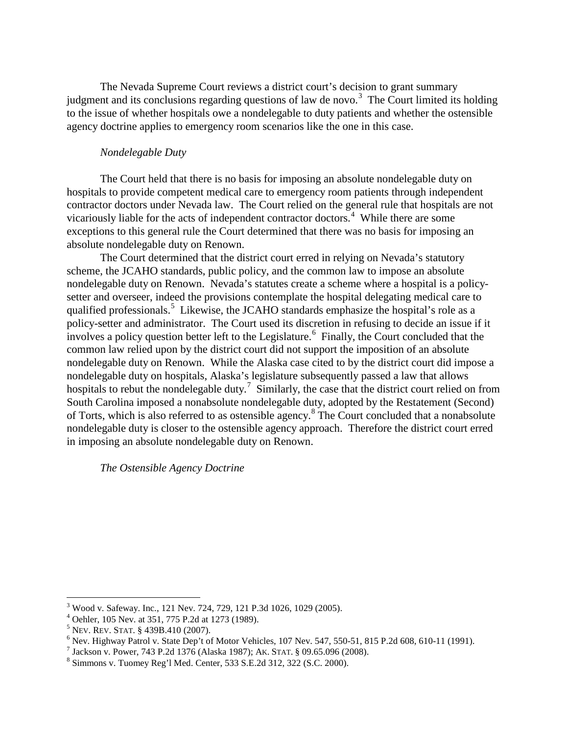The Nevada Supreme Court reviews a district court's decision to grant summary judgment and its conclusions regarding questions of law de novo.[3] The Court limited its holding to the issue of whether hospitals owe a nondelegable to duty patients and whether the ostensible agency doctrine applies to emergency room scenarios like the one in this case.

*Nondelegable Duty*

The Court held that there is no basis for imposing an absolute nondelegable duty on hospitals to provide competent medical care to emergency room patients through independent contractor doctors under Nevada law. The Court relied on the general rule that hospitals are not vicariously liable for the acts of independent contractor doctors.[4] While there are some exceptions to this general rule the Court determined that there was no basis for imposing an absolute nondelegable duty on Renown.

The Court determined that the district court erred in relying on Nevada's statutory scheme, the JCAHO standards, public policy, and the common law to impose an absolute nondelegable duty on Renown. Nevada's statutes create a scheme where a hospital is a policy-setter and overseer, indeed the provisions contemplate the hospital delegating medical care to qualified professionals.[5] Likewise, the JCAHO standards emphasize the hospital's role as a policy-setter and administrator. The Court used its discretion in refusing to decide an issue if it involves a policy question better left to the Legislature.[6] Finally, the Court concluded that the common law relied upon by the district court did not support the imposition of an absolute nondelegable duty on Renown. While the Alaska case cited to by the district court did impose a nondelegable duty on hospitals, Alaska's legislature subsequently passed a law that allows hospitals to rebut the nondelegable duty.[7] Similarly, the case that the district court relied on from South Carolina imposed a nonabsolute nondelegable duty, adopted by the Restatement (Second) of Torts, which is also referred to as ostensible agency.[8] The Court concluded that a nonabsolute nondelegable duty is closer to the ostensible agency approach. Therefore the district court erred in imposing an absolute nondelegable duty on Renown.

*The Ostensible Agency Doctrine*

---

[3] Wood v. Safeway. Inc., 121 Nev. 724, 729, 121 P.3d 1026, 1029 (2005).
[4] Oehler, 105 Nev. at 351, 775 P.2d at 1273 (1989).
[5] NEV. REV. STAT. § 439B.410 (2007).
[6] Nev. Highway Patrol v. State Dep't of Motor Vehicles, 107 Nev. 547, 550-51, 815 P.2d 608, 610-11 (1991).
[7] Jackson v. Power, 743 P.2d 1376 (Alaska 1987); AK. STAT. § 09.65.096 (2008).
[8] Simmons v. Tuomey Reg'l Med. Center, 533 S.E.2d 312, 322 (S.C. 2000).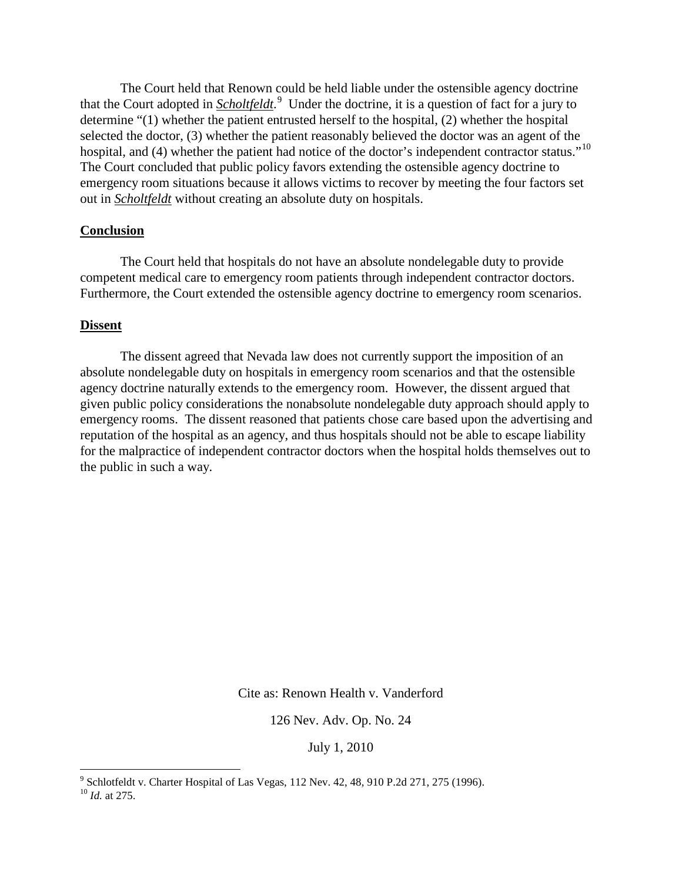The Court held that Renown could be held liable under the ostensible agency doctrine that the Court adopted in ***Scholtfeldt***.[9] Under the doctrine, it is a question of fact for a jury to determine "(1) whether the patient entrusted herself to the hospital, (2) whether the hospital selected the doctor, (3) whether the patient reasonably believed the doctor was an agent of the hospital, and (4) whether the patient had notice of the doctor's independent contractor status."[10] The Court concluded that public policy favors extending the ostensible agency doctrine to emergency room situations because it allows victims to recover by meeting the four factors set out in ***Scholtfeldt*** without creating an absolute duty on hospitals.

**Conclusion**

The Court held that hospitals do not have an absolute nondelegable duty to provide competent medical care to emergency room patients through independent contractor doctors. Furthermore, the Court extended the ostensible agency doctrine to emergency room scenarios.

**Dissent**

The dissent agreed that Nevada law does not currently support the imposition of an absolute nondelegable duty on hospitals in emergency room scenarios and that the ostensible agency doctrine naturally extends to the emergency room. However, the dissent argued that given public policy considerations the nonabsolute nondelegable duty approach should apply to emergency rooms. The dissent reasoned that patients chose care based upon the advertising and reputation of the hospital as an agency, and thus hospitals should not be able to escape liability for the malpractice of independent contractor doctors when the hospital holds themselves out to the public in such a way.

Cite as: Renown Health v. Vanderford

126 Nev. Adv. Op. No. 24

July 1, 2010

---

[9] Schlotfeldt v. Charter Hospital of Las Vegas, 112 Nev. 42, 48, 910 P.2d 271, 275 (1996).

[10] *Id.* at 275.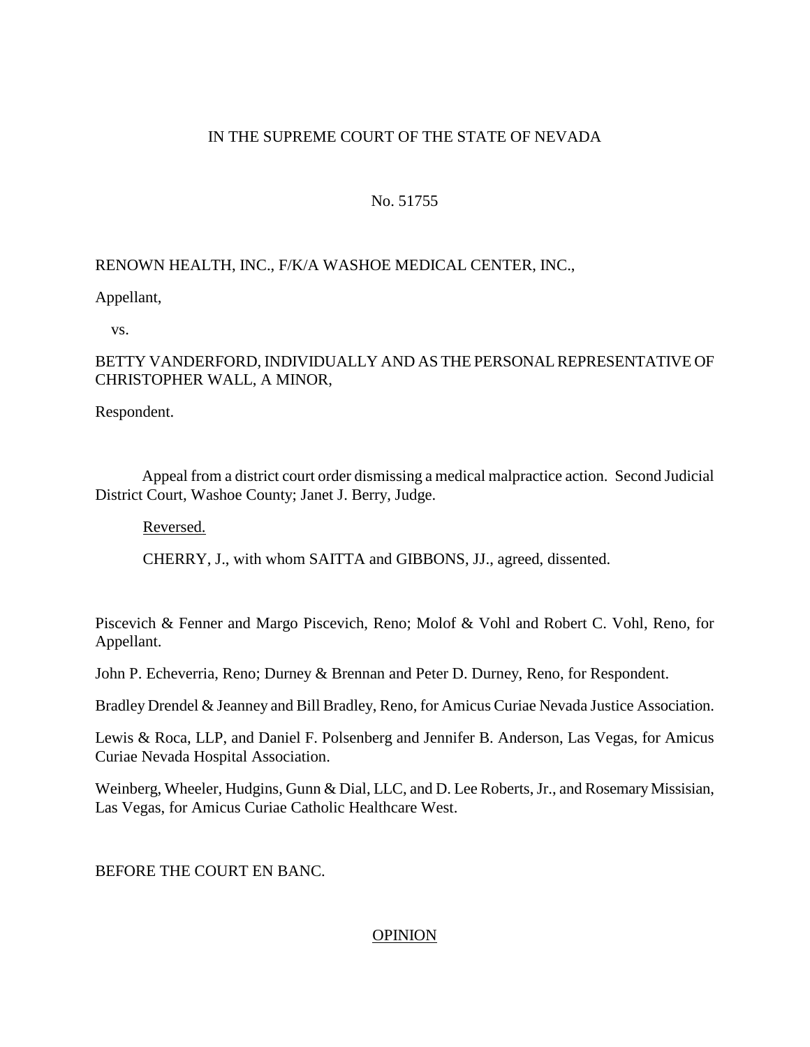IN THE SUPREME COURT OF THE STATE OF NEVADA

No. 51755

RENOWN HEALTH, INC., F/K/A WASHOE MEDICAL CENTER, INC.,

Appellant,

vs.

BETTY VANDERFORD, INDIVIDUALLY AND AS THE PERSONAL REPRESENTATIVE OF CHRISTOPHER WALL, A MINOR,

Respondent.

Appeal from a district court order dismissing a medical malpractice action. Second Judicial District Court, Washoe County; Janet J. Berry, Judge.

Reversed.

CHERRY, J., with whom SAITTA and GIBBONS, JJ., agreed, dissented.

Piscevich & Fenner and Margo Piscevich, Reno; Molof & Vohl and Robert C. Vohl, Reno, for Appellant.

John P. Echeverria, Reno; Durney & Brennan and Peter D. Durney, Reno, for Respondent.

Bradley Drendel & Jeanney and Bill Bradley, Reno, for Amicus Curiae Nevada Justice Association.

Lewis & Roca, LLP, and Daniel F. Polsenberg and Jennifer B. Anderson, Las Vegas, for Amicus Curiae Nevada Hospital Association.

Weinberg, Wheeler, Hudgins, Gunn & Dial, LLC, and D. Lee Roberts, Jr., and Rosemary Missisian, Las Vegas, for Amicus Curiae Catholic Healthcare West.

BEFORE THE COURT EN BANC.

OPINION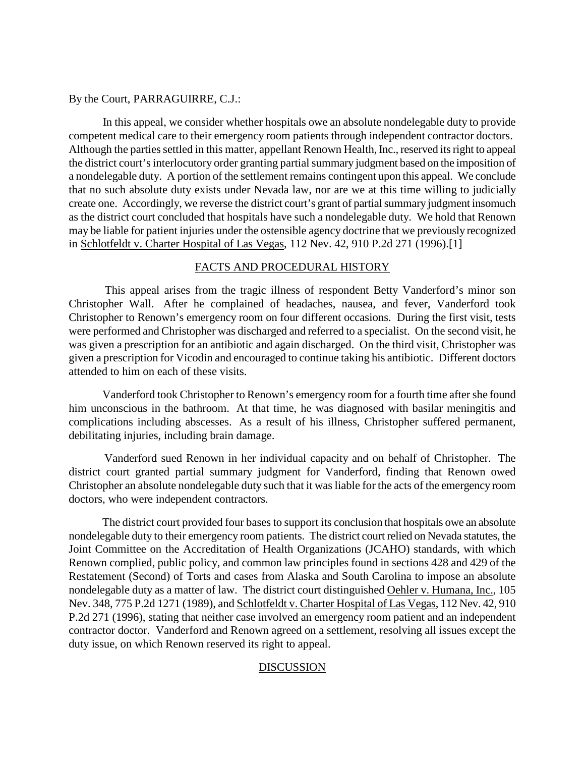By the Court, PARRAGUIRRE, C.J.:

In this appeal, we consider whether hospitals owe an absolute nondelegable duty to provide competent medical care to their emergency room patients through independent contractor doctors. Although the parties settled in this matter, appellant Renown Health, Inc., reserved its right to appeal the district court's interlocutory order granting partial summary judgment based on the imposition of a nondelegable duty. A portion of the settlement remains contingent upon this appeal. We conclude that no such absolute duty exists under Nevada law, nor are we at this time willing to judicially create one. Accordingly, we reverse the district court's grant of partial summary judgment insomuch as the district court concluded that hospitals have such a nondelegable duty. We hold that Renown may be liable for patient injuries under the ostensible agency doctrine that we previously recognized in Schlotfeldt v. Charter Hospital of Las Vegas, 112 Nev. 42, 910 P.2d 271 (1996).[1]

## FACTS AND PROCEDURAL HISTORY

This appeal arises from the tragic illness of respondent Betty Vanderford's minor son Christopher Wall. After he complained of headaches, nausea, and fever, Vanderford took Christopher to Renown's emergency room on four different occasions. During the first visit, tests were performed and Christopher was discharged and referred to a specialist. On the second visit, he was given a prescription for an antibiotic and again discharged. On the third visit, Christopher was given a prescription for Vicodin and encouraged to continue taking his antibiotic. Different doctors attended to him on each of these visits.

Vanderford took Christopher to Renown's emergency room for a fourth time after she found him unconscious in the bathroom. At that time, he was diagnosed with basilar meningitis and complications including abscesses. As a result of his illness, Christopher suffered permanent, debilitating injuries, including brain damage.

Vanderford sued Renown in her individual capacity and on behalf of Christopher. The district court granted partial summary judgment for Vanderford, finding that Renown owed Christopher an absolute nondelegable duty such that it was liable for the acts of the emergency room doctors, who were independent contractors.

The district court provided four bases to support its conclusion that hospitals owe an absolute nondelegable duty to their emergency room patients. The district court relied on Nevada statutes, the Joint Committee on the Accreditation of Health Organizations (JCAHO) standards, with which Renown complied, public policy, and common law principles found in sections 428 and 429 of the Restatement (Second) of Torts and cases from Alaska and South Carolina to impose an absolute nondelegable duty as a matter of law. The district court distinguished Oehler v. Humana, Inc., 105 Nev. 348, 775 P.2d 1271 (1989), and Schlotfeldt v. Charter Hospital of Las Vegas, 112 Nev. 42, 910 P.2d 271 (1996), stating that neither case involved an emergency room patient and an independent contractor doctor. Vanderford and Renown agreed on a settlement, resolving all issues except the duty issue, on which Renown reserved its right to appeal.

## DISCUSSION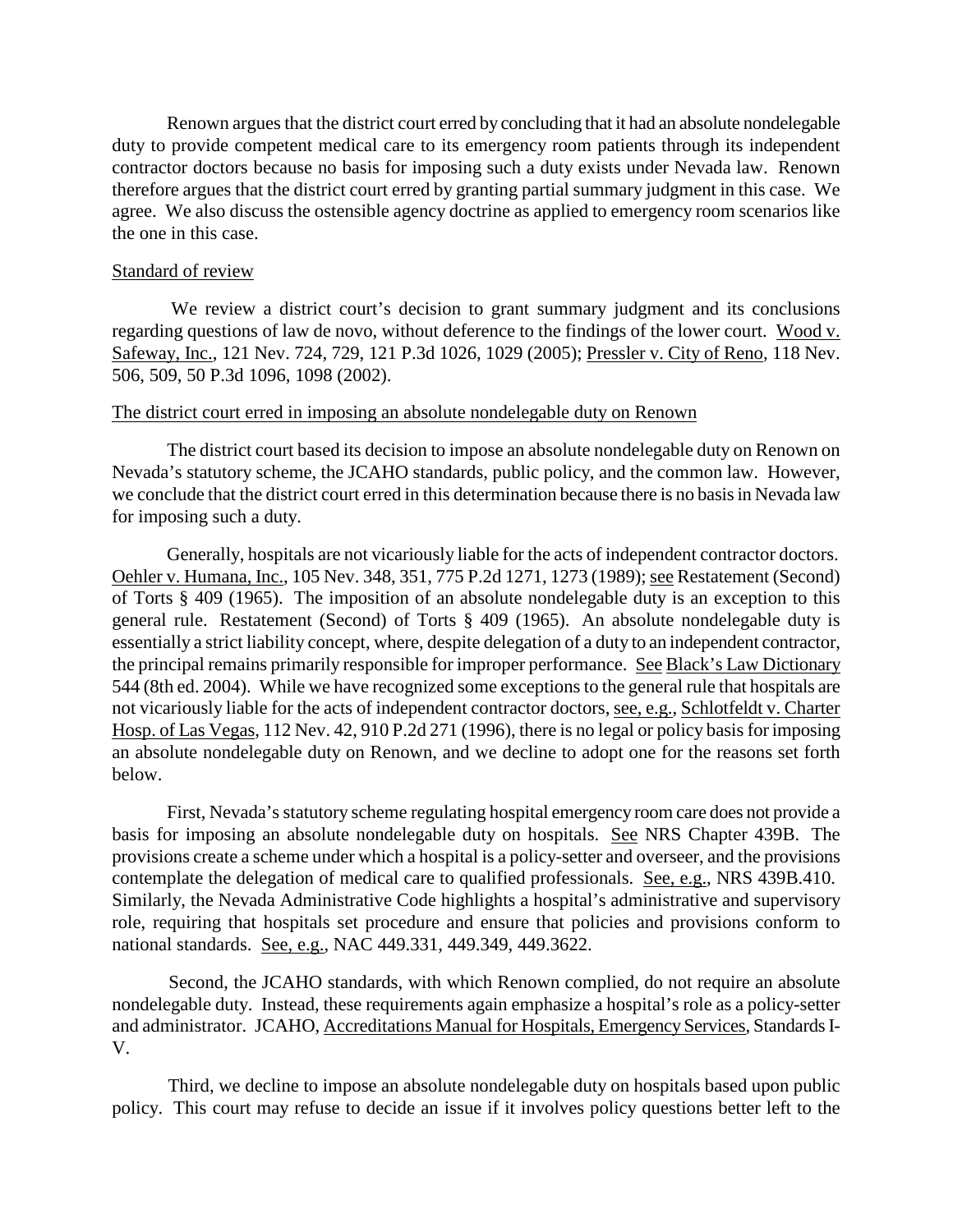Renown argues that the district court erred by concluding that it had an absolute nondelegable duty to provide competent medical care to its emergency room patients through its independent contractor doctors because no basis for imposing such a duty exists under Nevada law. Renown therefore argues that the district court erred by granting partial summary judgment in this case. We agree. We also discuss the ostensible agency doctrine as applied to emergency room scenarios like the one in this case.

Standard of review

We review a district court's decision to grant summary judgment and its conclusions regarding questions of law de novo, without deference to the findings of the lower court. Wood v. Safeway, Inc., 121 Nev. 724, 729, 121 P.3d 1026, 1029 (2005); Pressler v. City of Reno, 118 Nev. 506, 509, 50 P.3d 1096, 1098 (2002).

The district court erred in imposing an absolute nondelegable duty on Renown

The district court based its decision to impose an absolute nondelegable duty on Renown on Nevada's statutory scheme, the JCAHO standards, public policy, and the common law. However, we conclude that the district court erred in this determination because there is no basis in Nevada law for imposing such a duty.

Generally, hospitals are not vicariously liable for the acts of independent contractor doctors. Oehler v. Humana, Inc., 105 Nev. 348, 351, 775 P.2d 1271, 1273 (1989); see Restatement (Second) of Torts § 409 (1965). The imposition of an absolute nondelegable duty is an exception to this general rule. Restatement (Second) of Torts § 409 (1965). An absolute nondelegable duty is essentially a strict liability concept, where, despite delegation of a duty to an independent contractor, the principal remains primarily responsible for improper performance. See Black's Law Dictionary 544 (8th ed. 2004). While we have recognized some exceptions to the general rule that hospitals are not vicariously liable for the acts of independent contractor doctors, see, e.g., Schlotfeldt v. Charter Hosp. of Las Vegas, 112 Nev. 42, 910 P.2d 271 (1996), there is no legal or policy basis for imposing an absolute nondelegable duty on Renown, and we decline to adopt one for the reasons set forth below.

First, Nevada's statutory scheme regulating hospital emergency room care does not provide a basis for imposing an absolute nondelegable duty on hospitals. See NRS Chapter 439B. The provisions create a scheme under which a hospital is a policy-setter and overseer, and the provisions contemplate the delegation of medical care to qualified professionals. See, e.g., NRS 439B.410. Similarly, the Nevada Administrative Code highlights a hospital's administrative and supervisory role, requiring that hospitals set procedure and ensure that policies and provisions conform to national standards. See, e.g., NAC 449.331, 449.349, 449.3622.

Second, the JCAHO standards, with which Renown complied, do not require an absolute nondelegable duty. Instead, these requirements again emphasize a hospital's role as a policy-setter and administrator. JCAHO, Accreditations Manual for Hospitals, Emergency Services, Standards I-V.

Third, we decline to impose an absolute nondelegable duty on hospitals based upon public policy. This court may refuse to decide an issue if it involves policy questions better left to the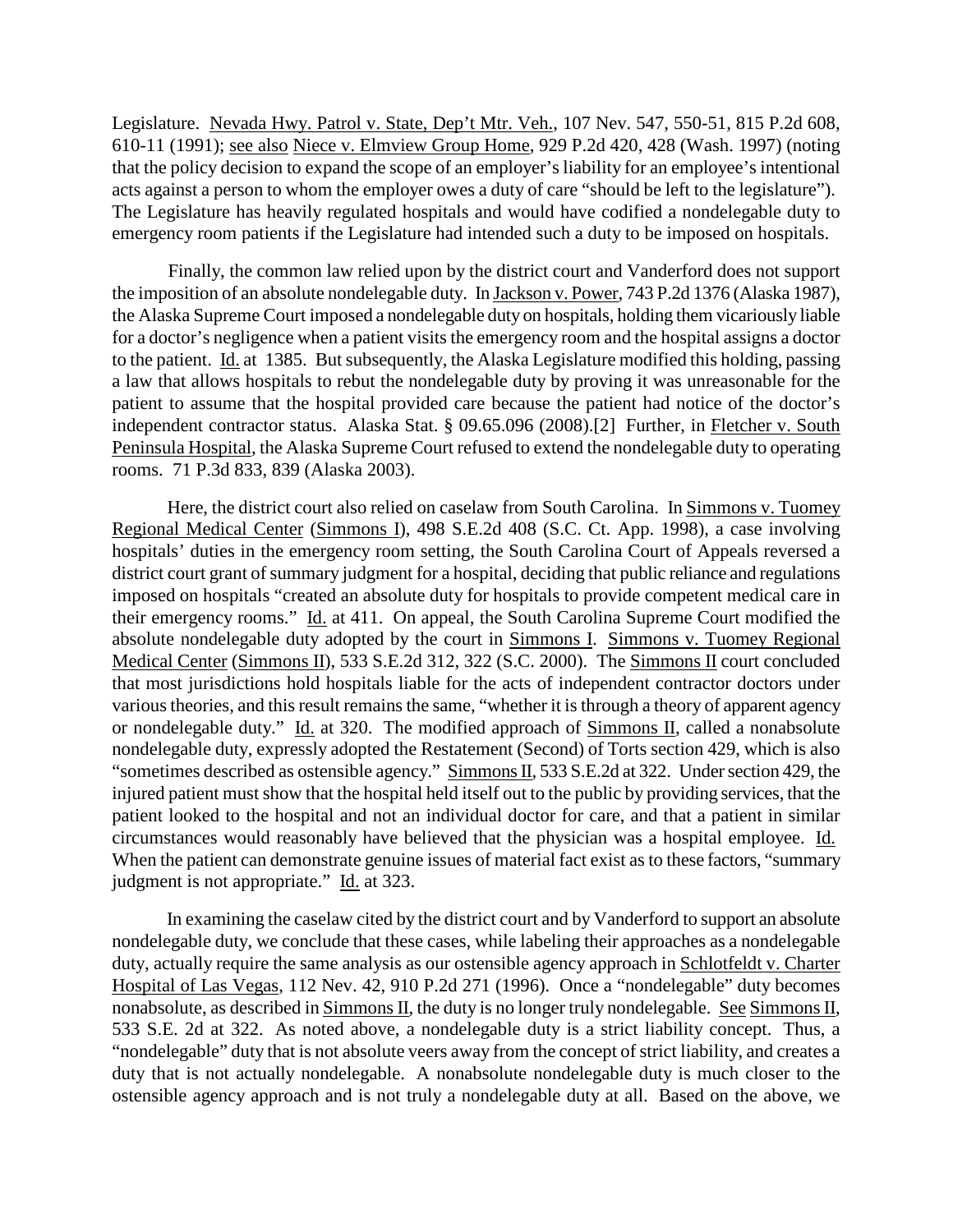Legislature. Nevada Hwy. Patrol v. State, Dep't Mtr. Veh., 107 Nev. 547, 550-51, 815 P.2d 608, 610-11 (1991); see also Niece v. Elmview Group Home, 929 P.2d 420, 428 (Wash. 1997) (noting that the policy decision to expand the scope of an employer's liability for an employee's intentional acts against a person to whom the employer owes a duty of care "should be left to the legislature"). The Legislature has heavily regulated hospitals and would have codified a nondelegable duty to emergency room patients if the Legislature had intended such a duty to be imposed on hospitals.

Finally, the common law relied upon by the district court and Vanderford does not support the imposition of an absolute nondelegable duty. In Jackson v. Power, 743 P.2d 1376 (Alaska 1987), the Alaska Supreme Court imposed a nondelegable duty on hospitals, holding them vicariously liable for a doctor's negligence when a patient visits the emergency room and the hospital assigns a doctor to the patient. Id. at 1385. But subsequently, the Alaska Legislature modified this holding, passing a law that allows hospitals to rebut the nondelegable duty by proving it was unreasonable for the patient to assume that the hospital provided care because the patient had notice of the doctor's independent contractor status. Alaska Stat. § 09.65.096 (2008).[2] Further, in Fletcher v. South Peninsula Hospital, the Alaska Supreme Court refused to extend the nondelegable duty to operating rooms. 71 P.3d 833, 839 (Alaska 2003).

Here, the district court also relied on caselaw from South Carolina. In Simmons v. Tuomey Regional Medical Center (Simmons I), 498 S.E.2d 408 (S.C. Ct. App. 1998), a case involving hospitals' duties in the emergency room setting, the South Carolina Court of Appeals reversed a district court grant of summary judgment for a hospital, deciding that public reliance and regulations imposed on hospitals "created an absolute duty for hospitals to provide competent medical care in their emergency rooms." Id. at 411. On appeal, the South Carolina Supreme Court modified the absolute nondelegable duty adopted by the court in Simmons I. Simmons v. Tuomey Regional Medical Center (Simmons II), 533 S.E.2d 312, 322 (S.C. 2000). The Simmons II court concluded that most jurisdictions hold hospitals liable for the acts of independent contractor doctors under various theories, and this result remains the same, "whether it is through a theory of apparent agency or nondelegable duty." Id. at 320. The modified approach of Simmons II, called a nonabsolute nondelegable duty, expressly adopted the Restatement (Second) of Torts section 429, which is also "sometimes described as ostensible agency." Simmons II, 533 S.E.2d at 322. Under section 429, the injured patient must show that the hospital held itself out to the public by providing services, that the patient looked to the hospital and not an individual doctor for care, and that a patient in similar circumstances would reasonably have believed that the physician was a hospital employee. Id. When the patient can demonstrate genuine issues of material fact exist as to these factors, "summary judgment is not appropriate." Id. at 323.

In examining the caselaw cited by the district court and by Vanderford to support an absolute nondelegable duty, we conclude that these cases, while labeling their approaches as a nondelegable duty, actually require the same analysis as our ostensible agency approach in Schlotfeldt v. Charter Hospital of Las Vegas, 112 Nev. 42, 910 P.2d 271 (1996). Once a "nondelegable" duty becomes nonabsolute, as described in Simmons II, the duty is no longer truly nondelegable. See Simmons II, 533 S.E. 2d at 322. As noted above, a nondelegable duty is a strict liability concept. Thus, a "nondelegable" duty that is not absolute veers away from the concept of strict liability, and creates a duty that is not actually nondelegable. A nonabsolute nondelegable duty is much closer to the ostensible agency approach and is not truly a nondelegable duty at all. Based on the above, we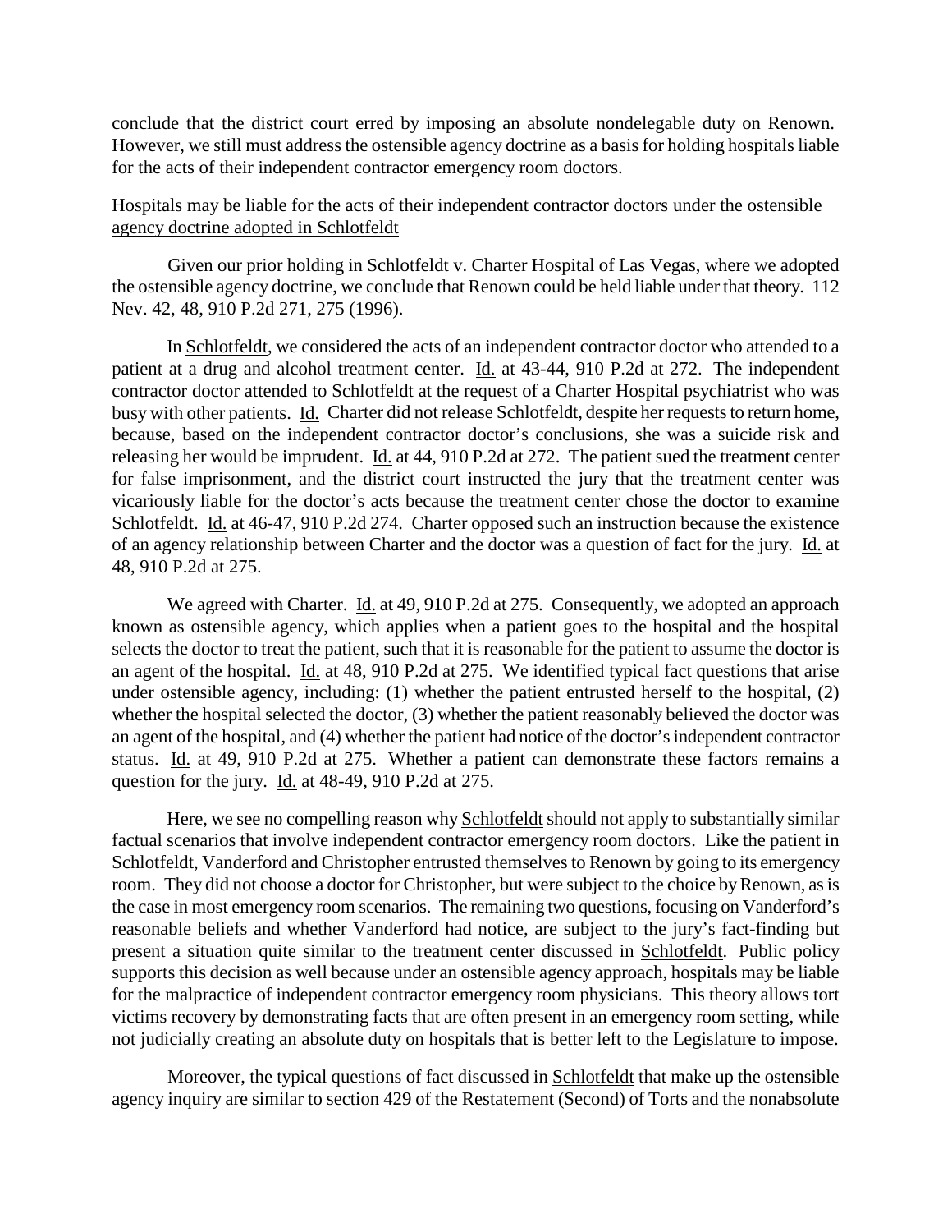conclude that the district court erred by imposing an absolute nondelegable duty on Renown. However, we still must address the ostensible agency doctrine as a basis for holding hospitals liable for the acts of their independent contractor emergency room doctors.

Hospitals may be liable for the acts of their independent contractor doctors under the ostensible agency doctrine adopted in Schlotfeldt

Given our prior holding in Schlotfeldt v. Charter Hospital of Las Vegas, where we adopted the ostensible agency doctrine, we conclude that Renown could be held liable under that theory. 112 Nev. 42, 48, 910 P.2d 271, 275 (1996).

In Schlotfeldt, we considered the acts of an independent contractor doctor who attended to a patient at a drug and alcohol treatment center. Id. at 43-44, 910 P.2d at 272. The independent contractor doctor attended to Schlotfeldt at the request of a Charter Hospital psychiatrist who was busy with other patients. Id. Charter did not release Schlotfeldt, despite her requests to return home, because, based on the independent contractor doctor's conclusions, she was a suicide risk and releasing her would be imprudent. Id. at 44, 910 P.2d at 272. The patient sued the treatment center for false imprisonment, and the district court instructed the jury that the treatment center was vicariously liable for the doctor's acts because the treatment center chose the doctor to examine Schlotfeldt. Id. at 46-47, 910 P.2d 274. Charter opposed such an instruction because the existence of an agency relationship between Charter and the doctor was a question of fact for the jury. Id. at 48, 910 P.2d at 275.

We agreed with Charter. Id. at 49, 910 P.2d at 275. Consequently, we adopted an approach known as ostensible agency, which applies when a patient goes to the hospital and the hospital selects the doctor to treat the patient, such that it is reasonable for the patient to assume the doctor is an agent of the hospital. Id. at 48, 910 P.2d at 275. We identified typical fact questions that arise under ostensible agency, including: (1) whether the patient entrusted herself to the hospital, (2) whether the hospital selected the doctor, (3) whether the patient reasonably believed the doctor was an agent of the hospital, and (4) whether the patient had notice of the doctor's independent contractor status. Id. at 49, 910 P.2d at 275. Whether a patient can demonstrate these factors remains a question for the jury. Id. at 48-49, 910 P.2d at 275.

Here, we see no compelling reason why Schlotfeldt should not apply to substantially similar factual scenarios that involve independent contractor emergency room doctors. Like the patient in Schlotfeldt, Vanderford and Christopher entrusted themselves to Renown by going to its emergency room. They did not choose a doctor for Christopher, but were subject to the choice by Renown, as is the case in most emergency room scenarios. The remaining two questions, focusing on Vanderford's reasonable beliefs and whether Vanderford had notice, are subject to the jury's fact-finding but present a situation quite similar to the treatment center discussed in Schlotfeldt. Public policy supports this decision as well because under an ostensible agency approach, hospitals may be liable for the malpractice of independent contractor emergency room physicians. This theory allows tort victims recovery by demonstrating facts that are often present in an emergency room setting, while not judicially creating an absolute duty on hospitals that is better left to the Legislature to impose.

Moreover, the typical questions of fact discussed in Schlotfeldt that make up the ostensible agency inquiry are similar to section 429 of the Restatement (Second) of Torts and the nonabsolute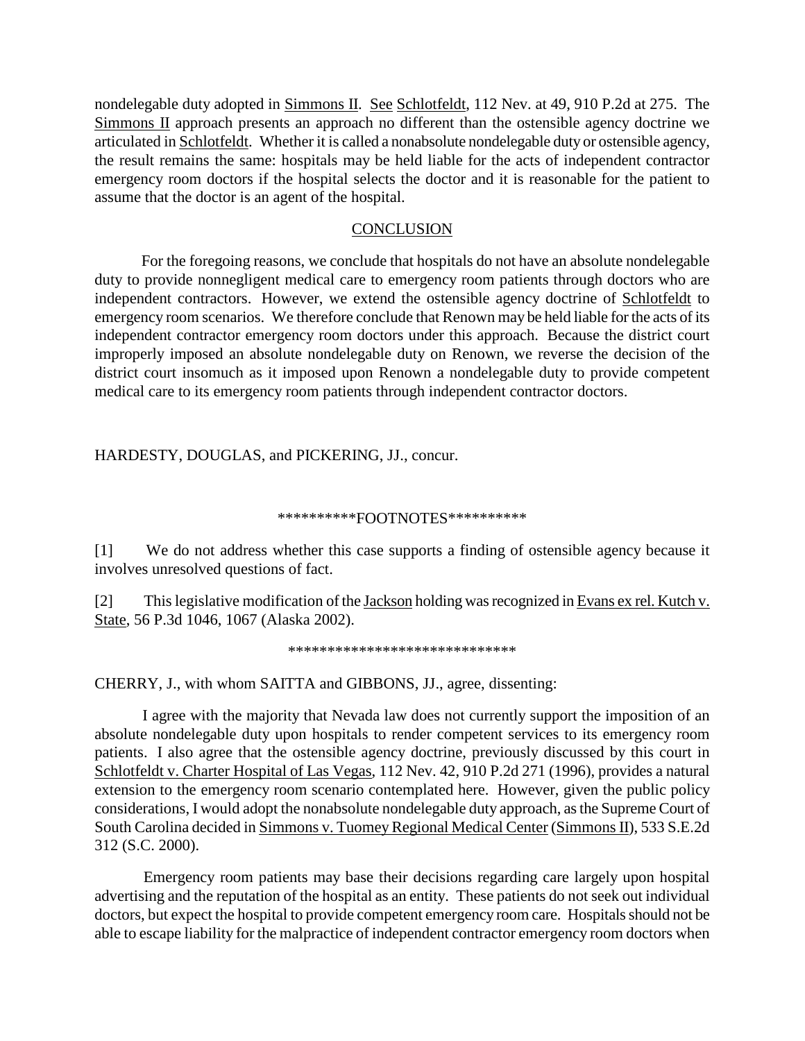nondelegable duty adopted in Simmons II. See Schlotfeldt, 112 Nev. at 49, 910 P.2d at 275. The Simmons II approach presents an approach no different than the ostensible agency doctrine we articulated in Schlotfeldt. Whether it is called a nonabsolute nondelegable duty or ostensible agency, the result remains the same: hospitals may be held liable for the acts of independent contractor emergency room doctors if the hospital selects the doctor and it is reasonable for the patient to assume that the doctor is an agent of the hospital.

## CONCLUSION

For the foregoing reasons, we conclude that hospitals do not have an absolute nondelegable duty to provide nonnegligent medical care to emergency room patients through doctors who are independent contractors. However, we extend the ostensible agency doctrine of Schlotfeldt to emergency room scenarios. We therefore conclude that Renown may be held liable for the acts of its independent contractor emergency room doctors under this approach. Because the district court improperly imposed an absolute nondelegable duty on Renown, we reverse the decision of the district court insomuch as it imposed upon Renown a nondelegable duty to provide competent medical care to its emergency room patients through independent contractor doctors.

HARDESTY, DOUGLAS, and PICKERING, JJ., concur.

**********FOOTNOTES**********

[1] We do not address whether this case supports a finding of ostensible agency because it involves unresolved questions of fact.

[2] This legislative modification of the Jackson holding was recognized in Evans ex rel. Kutch v. State, 56 P.3d 1046, 1067 (Alaska 2002).

*****************************

CHERRY, J., with whom SAITTA and GIBBONS, JJ., agree, dissenting:

I agree with the majority that Nevada law does not currently support the imposition of an absolute nondelegable duty upon hospitals to render competent services to its emergency room patients. I also agree that the ostensible agency doctrine, previously discussed by this court in Schlotfeldt v. Charter Hospital of Las Vegas, 112 Nev. 42, 910 P.2d 271 (1996), provides a natural extension to the emergency room scenario contemplated here. However, given the public policy considerations, I would adopt the nonabsolute nondelegable duty approach, as the Supreme Court of South Carolina decided in Simmons v. Tuomey Regional Medical Center (Simmons II), 533 S.E.2d 312 (S.C. 2000).

Emergency room patients may base their decisions regarding care largely upon hospital advertising and the reputation of the hospital as an entity. These patients do not seek out individual doctors, but expect the hospital to provide competent emergency room care. Hospitals should not be able to escape liability for the malpractice of independent contractor emergency room doctors when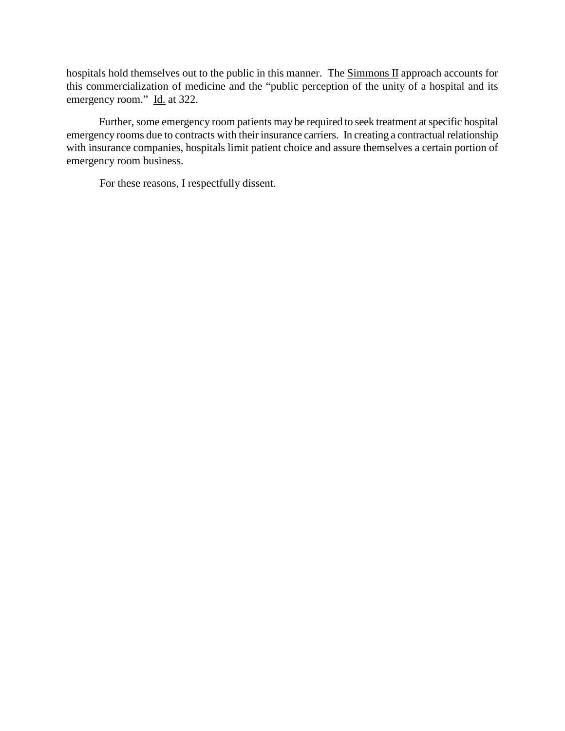hospitals hold themselves out to the public in this manner. The Simmons II approach accounts for this commercialization of medicine and the "public perception of the unity of a hospital and its emergency room." Id. at 322.

Further, some emergency room patients may be required to seek treatment at specific hospital emergency rooms due to contracts with their insurance carriers. In creating a contractual relationship with insurance companies, hospitals limit patient choice and assure themselves a certain portion of emergency room business.

For these reasons, I respectfully dissent.